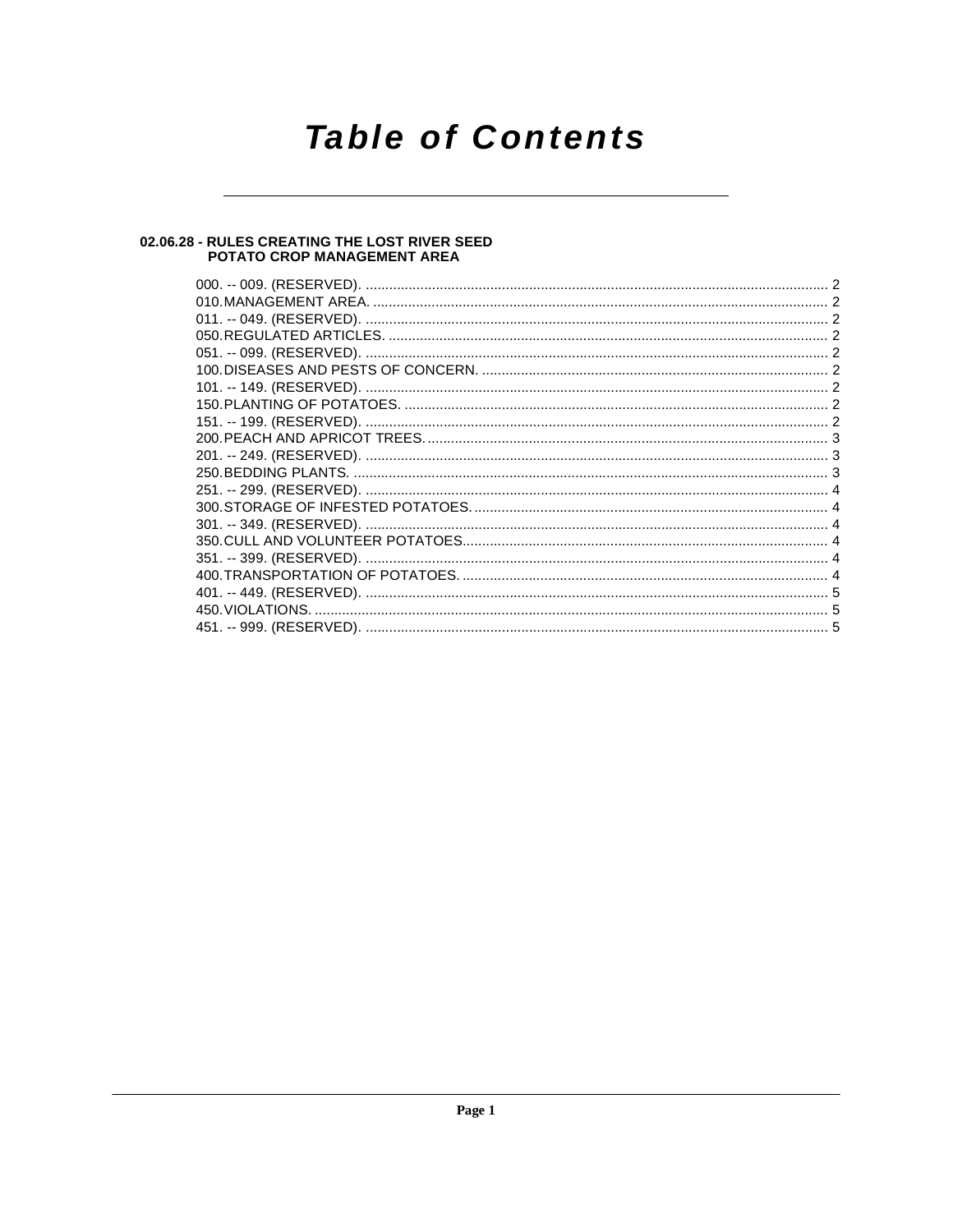# Table of Contents

## 02.06.28 - RULES CREATING THE LOST RIVER SEED POTATO CROP MANAGEMENT AREA

000. -- 009. (RESERVED). ........ 2
010. MANAGEMENT AREA. ........ 2
011. -- 049. (RESERVED). ........ 2
050. REGULATED ARTICLES. ........ 2
051. -- 099. (RESERVED). ........ 2
100. DISEASES AND PESTS OF CONCERN. ........ 2
101. -- 149. (RESERVED). ........ 2
150. PLANTING OF POTATOES. ........ 2
151. -- 199. (RESERVED). ........ 2
200. PEACH AND APRICOT TREES. ........ 3
201. -- 249. (RESERVED). ........ 3
250. BEDDING PLANTS. ........ 3
251. -- 299. (RESERVED). ........ 4
300. STORAGE OF INFESTED POTATOES. ........ 4
301. -- 349. (RESERVED). ........ 4
350. CULL AND VOLUNTEER POTATOES. ........ 4
351. -- 399. (RESERVED). ........ 4
400. TRANSPORTATION OF POTATOES. ........ 4
401. -- 449. (RESERVED). ........ 5
450. VIOLATIONS. ........ 5
451. -- 999. (RESERVED). ........ 5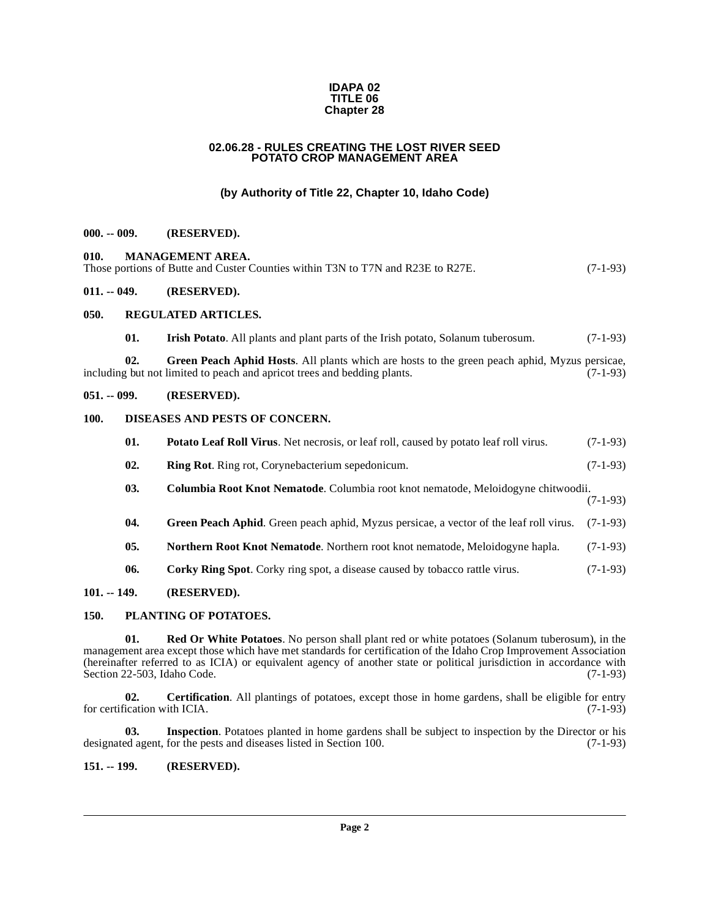**IDAPA 02**
**TITLE 06**
**Chapter 28**

# 02.06.28 - RULES CREATING THE LOST RIVER SEED POTATO CROP MANAGEMENT AREA

**(by Authority of Title 22, Chapter 10, Idaho Code)**

**000. -- 009. (RESERVED).**

**010. MANAGEMENT AREA.**

Those portions of Butte and Custer Counties within T3N to T7N and R23E to R27E. (7-1-93)

**011. -- 049. (RESERVED).**

**050. REGULATED ARTICLES.**

**01. Irish Potato**. All plants and plant parts of the Irish potato, Solanum tuberosum. (7-1-93)

**02. Green Peach Aphid Hosts**. All plants which are hosts to the green peach aphid, Myzus persicae, including but not limited to peach and apricot trees and bedding plants. (7-1-93)

**051. -- 099. (RESERVED).**

**100. DISEASES AND PESTS OF CONCERN.**

**01. Potato Leaf Roll Virus**. Net necrosis, or leaf roll, caused by potato leaf roll virus. (7-1-93)

**02. Ring Rot**. Ring rot, Corynebacterium sepedonicum. (7-1-93)

**03. Columbia Root Knot Nematode**. Columbia root knot nematode, Meloidogyne chitwoodii. (7-1-93)

**04. Green Peach Aphid**. Green peach aphid, Myzus persicae, a vector of the leaf roll virus. (7-1-93)

**05. Northern Root Knot Nematode**. Northern root knot nematode, Meloidogyne hapla. (7-1-93)

**06. Corky Ring Spot**. Corky ring spot, a disease caused by tobacco rattle virus. (7-1-93)

**101. -- 149. (RESERVED).**

**150. PLANTING OF POTATOES.**

**01. Red Or White Potatoes**. No person shall plant red or white potatoes (Solanum tuberosum), in the management area except those which have met standards for certification of the Idaho Crop Improvement Association (hereinafter referred to as ICIA) or equivalent agency of another state or political jurisdiction in accordance with Section 22-503, Idaho Code. (7-1-93)

**02. Certification**. All plantings of potatoes, except those in home gardens, shall be eligible for entry for certification with ICIA. (7-1-93)

**03. Inspection**. Potatoes planted in home gardens shall be subject to inspection by the Director or his designated agent, for the pests and diseases listed in Section 100. (7-1-93)

**151. -- 199. (RESERVED).**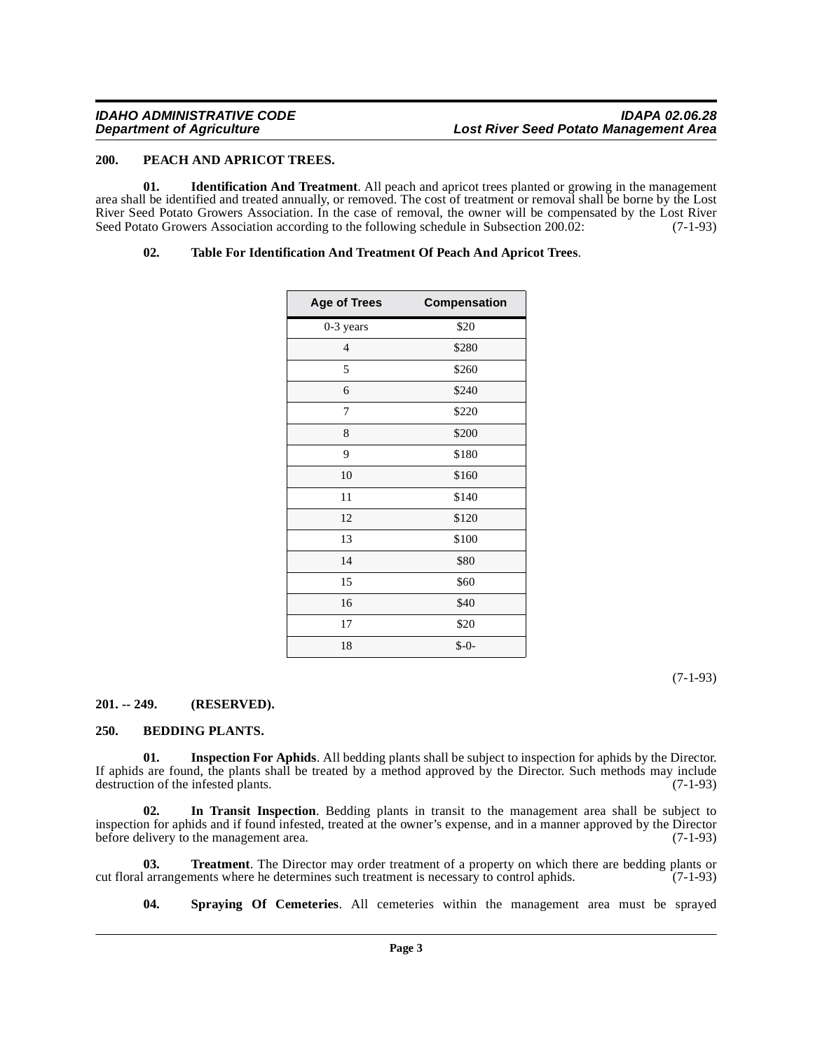## 200. PEACH AND APRICOT TREES.

**01. Identification And Treatment**. All peach and apricot trees planted or growing in the management area shall be identified and treated annually, or removed. The cost of treatment or removal shall be borne by the Lost River Seed Potato Growers Association. In the case of removal, the owner will be compensated by the Lost River Seed Potato Growers Association according to the following schedule in Subsection 200.02: (7-1-93)

**02. Table For Identification And Treatment Of Peach And Apricot Trees**.

| Age of Trees | Compensation |
|---|---|
| 0-3 years | $20 |
| 4 | $280 |
| 5 | $260 |
| 6 | $240 |
| 7 | $220 |
| 8 | $200 |
| 9 | $180 |
| 10 | $160 |
| 11 | $140 |
| 12 | $120 |
| 13 | $100 |
| 14 | $80 |
| 15 | $60 |
| 16 | $40 |
| 17 | $20 |
| 18 | $-0- |

(7-1-93)

## 201. -- 249. (RESERVED).

## 250. BEDDING PLANTS.

**01. Inspection For Aphids**. All bedding plants shall be subject to inspection for aphids by the Director. If aphids are found, the plants shall be treated by a method approved by the Director. Such methods may include destruction of the infested plants. (7-1-93)

**02. In Transit Inspection**. Bedding plants in transit to the management area shall be subject to inspection for aphids and if found infested, treated at the owner's expense, and in a manner approved by the Director before delivery to the management area. (7-1-93)

**03. Treatment**. The Director may order treatment of a property on which there are bedding plants or cut floral arrangements where he determines such treatment is necessary to control aphids. (7-1-93)

**04. Spraying Of Cemeteries**. All cemeteries within the management area must be sprayed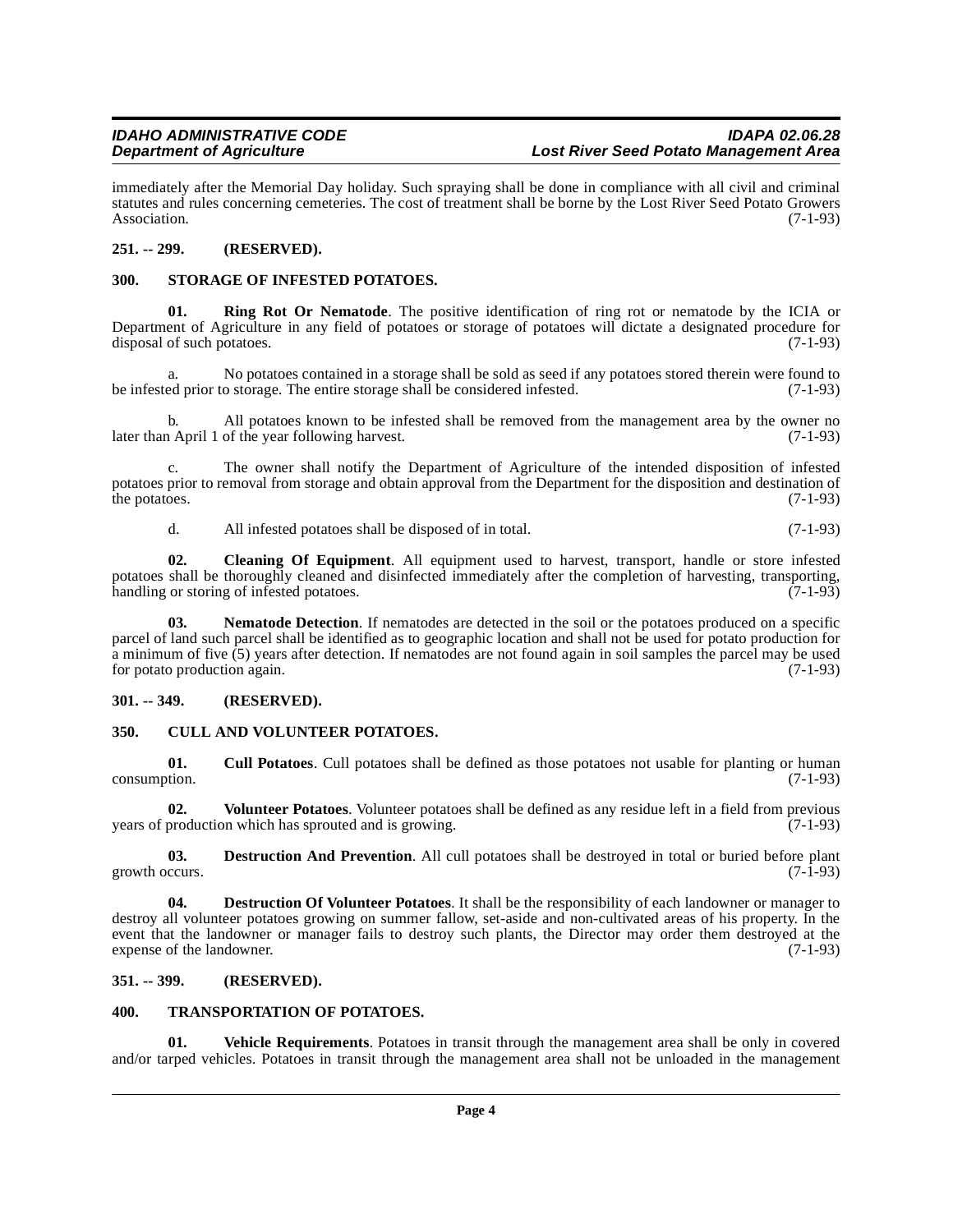immediately after the Memorial Day holiday. Such spraying shall be done in compliance with all civil and criminal statutes and rules concerning cemeteries. The cost of treatment shall be borne by the Lost River Seed Potato Growers Association. (7-1-93)

**251. -- 299. (RESERVED).**

**300. STORAGE OF INFESTED POTATOES.**

**01. Ring Rot Or Nematode**. The positive identification of ring rot or nematode by the ICIA or Department of Agriculture in any field of potatoes or storage of potatoes will dictate a designated procedure for disposal of such potatoes. (7-1-93)

a. No potatoes contained in a storage shall be sold as seed if any potatoes stored therein were found to be infested prior to storage. The entire storage shall be considered infested. (7-1-93)

b. All potatoes known to be infested shall be removed from the management area by the owner no later than April 1 of the year following harvest. (7-1-93)

c. The owner shall notify the Department of Agriculture of the intended disposition of infested potatoes prior to removal from storage and obtain approval from the Department for the disposition and destination of the potatoes. (7-1-93)

d. All infested potatoes shall be disposed of in total. (7-1-93)

**02. Cleaning Of Equipment**. All equipment used to harvest, transport, handle or store infested potatoes shall be thoroughly cleaned and disinfected immediately after the completion of harvesting, transporting, handling or storing of infested potatoes. (7-1-93)

**03. Nematode Detection**. If nematodes are detected in the soil or the potatoes produced on a specific parcel of land such parcel shall be identified as to geographic location and shall not be used for potato production for a minimum of five (5) years after detection. If nematodes are not found again in soil samples the parcel may be used for potato production again. (7-1-93)

**301. -- 349. (RESERVED).**

**350. CULL AND VOLUNTEER POTATOES.**

**01. Cull Potatoes**. Cull potatoes shall be defined as those potatoes not usable for planting or human consumption. (7-1-93)

**02. Volunteer Potatoes**. Volunteer potatoes shall be defined as any residue left in a field from previous years of production which has sprouted and is growing. (7-1-93)

**03. Destruction And Prevention**. All cull potatoes shall be destroyed in total or buried before plant growth occurs. (7-1-93)

**04. Destruction Of Volunteer Potatoes**. It shall be the responsibility of each landowner or manager to destroy all volunteer potatoes growing on summer fallow, set-aside and non-cultivated areas of his property. In the event that the landowner or manager fails to destroy such plants, the Director may order them destroyed at the expense of the landowner. (7-1-93)

**351. -- 399. (RESERVED).**

**400. TRANSPORTATION OF POTATOES.**

**01. Vehicle Requirements**. Potatoes in transit through the management area shall be only in covered and/or tarped vehicles. Potatoes in transit through the management area shall not be unloaded in the management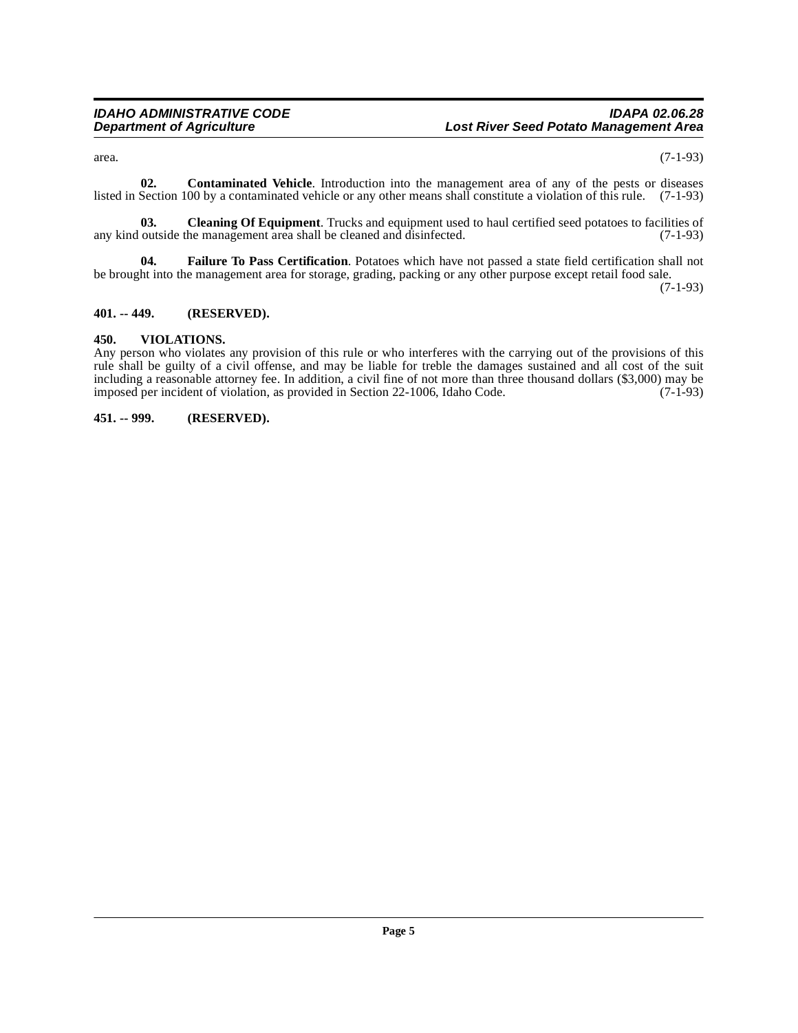area. (7-1-93)

**02. Contaminated Vehicle**. Introduction into the management area of any of the pests or diseases listed in Section 100 by a contaminated vehicle or any other means shall constitute a violation of this rule. (7-1-93)

**03. Cleaning Of Equipment**. Trucks and equipment used to haul certified seed potatoes to facilities of any kind outside the management area shall be cleaned and disinfected. (7-1-93)

**04. Failure To Pass Certification**. Potatoes which have not passed a state field certification shall not be brought into the management area for storage, grading, packing or any other purpose except retail food sale. (7-1-93)

**401. -- 449. (RESERVED).**

**450. VIOLATIONS.**

Any person who violates any provision of this rule or who interferes with the carrying out of the provisions of this rule shall be guilty of a civil offense, and may be liable for treble the damages sustained and all cost of the suit including a reasonable attorney fee. In addition, a civil fine of not more than three thousand dollars ($3,000) may be imposed per incident of violation, as provided in Section 22-1006, Idaho Code. (7-1-93)

**451. -- 999. (RESERVED).**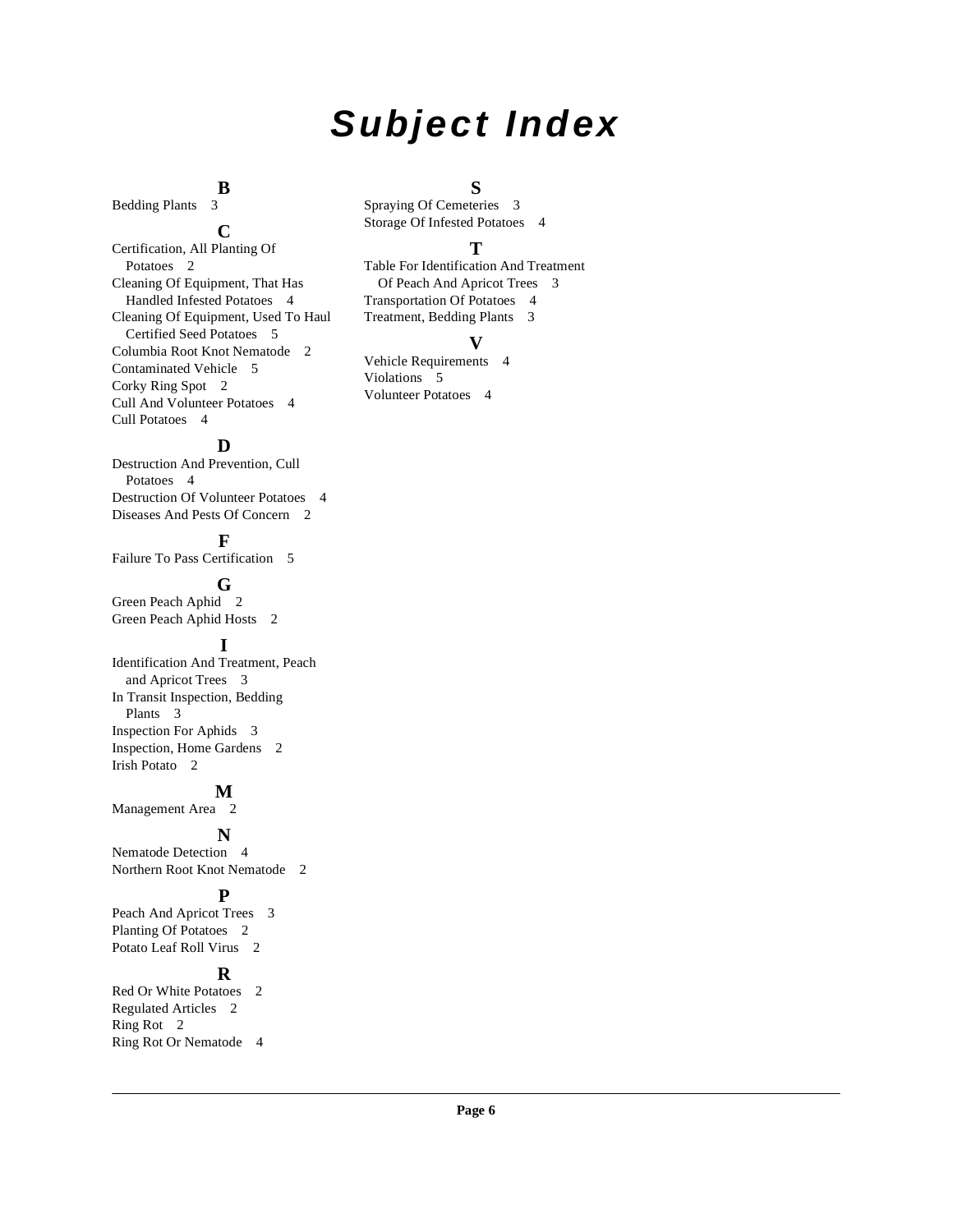# *Subject Index*

### B

Bedding Plants 3

### C

Certification, All Planting Of Potatoes 2
Cleaning Of Equipment, That Has Handled Infested Potatoes 4
Cleaning Of Equipment, Used To Haul Certified Seed Potatoes 5
Columbia Root Knot Nematode 2
Contaminated Vehicle 5
Corky Ring Spot 2
Cull And Volunteer Potatoes 4
Cull Potatoes 4

### D

Destruction And Prevention, Cull Potatoes 4
Destruction Of Volunteer Potatoes 4
Diseases And Pests Of Concern 2

### F

Failure To Pass Certification 5

### G

Green Peach Aphid 2
Green Peach Aphid Hosts 2

### I

Identification And Treatment, Peach and Apricot Trees 3
In Transit Inspection, Bedding Plants 3
Inspection For Aphids 3
Inspection, Home Gardens 2
Irish Potato 2

### M

Management Area 2

### N

Nematode Detection 4
Northern Root Knot Nematode 2

### P

Peach And Apricot Trees 3
Planting Of Potatoes 2
Potato Leaf Roll Virus 2

### R

Red Or White Potatoes 2
Regulated Articles 2
Ring Rot 2
Ring Rot Or Nematode 4

### S

Spraying Of Cemeteries 3
Storage Of Infested Potatoes 4

### T

Table For Identification And Treatment Of Peach And Apricot Trees 3
Transportation Of Potatoes 4
Treatment, Bedding Plants 3

### V

Vehicle Requirements 4
Violations 5
Volunteer Potatoes 4